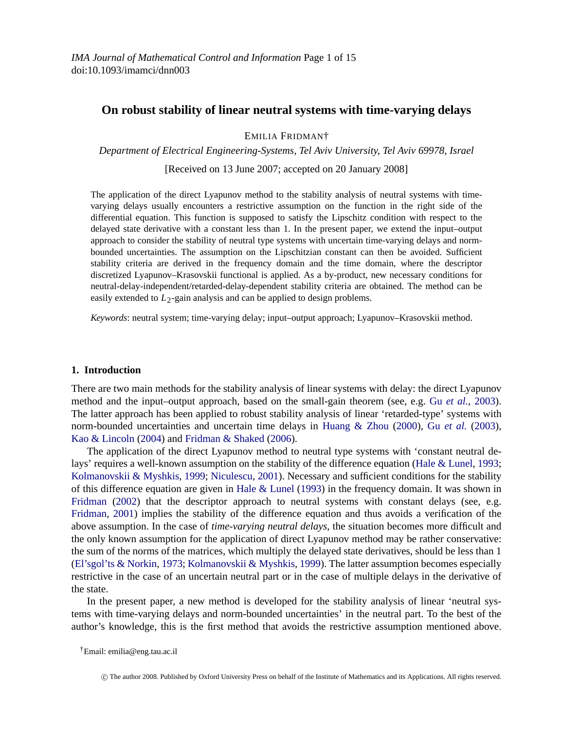# On robust stability of linear neutral systems with time-varying delays

EMILIA FRIDMAN[†]

*Department of Electrical Engineering-Systems, Tel Aviv University, Tel Aviv 69978, Israel*

[Received on 13 June 2007; accepted on 20 January 2008]

The application of the direct Lyapunov method to the stability analysis of neutral systems with time-varying delays usually encounters a restrictive assumption on the function in the right side of the differential equation. This function is supposed to satisfy the Lipschitz condition with respect to the delayed state derivative with a constant less than 1. In the present paper, we extend the input–output approach to consider the stability of neutral type systems with uncertain time-varying delays and norm-bounded uncertainties. The assumption on the Lipschitzian constant can then be avoided. Sufficient stability criteria are derived in the frequency domain and the time domain, where the descriptor discretized Lyapunov–Krasovskii functional is applied. As a by-product, new necessary conditions for neutral-delay-independent/retarded-delay-dependent stability criteria are obtained. The method can be easily extended to $L_2$-gain analysis and can be applied to design problems.

*Keywords*: neutral system; time-varying delay; input–output approach; Lyapunov–Krasovskii method.

## 1. Introduction

There are two main methods for the stability analysis of linear systems with delay: the direct Lyapunov method and the input–output approach, based on the small-gain theorem (see, e.g. Gu *et al.*, 2003). The latter approach has been applied to robust stability analysis of linear 'retarded-type' systems with norm-bounded uncertainties and uncertain time delays in Huang & Zhou (2000), Gu *et al.* (2003), Kao & Lincoln (2004) and Fridman & Shaked (2006).

The application of the direct Lyapunov method to neutral type systems with 'constant neutral delays' requires a well-known assumption on the stability of the difference equation (Hale & Lunel, 1993; Kolmanovskii & Myshkis, 1999; Niculescu, 2001). Necessary and sufficient conditions for the stability of this difference equation are given in Hale & Lunel (1993) in the frequency domain. It was shown in Fridman (2002) that the descriptor approach to neutral systems with constant delays (see, e.g. Fridman, 2001) implies the stability of the difference equation and thus avoids a verification of the above assumption. In the case of *time-varying neutral delays*, the situation becomes more difficult and the only known assumption for the application of direct Lyapunov method may be rather conservative: the sum of the norms of the matrices, which multiply the delayed state derivatives, should be less than 1 (El'sgol'ts & Norkin, 1973; Kolmanovskii & Myshkis, 1999). The latter assumption becomes especially restrictive in the case of an uncertain neutral part or in the case of multiple delays in the derivative of the state.

In the present paper, a new method is developed for the stability analysis of linear 'neutral systems with time-varying delays and norm-bounded uncertainties' in the neutral part. To the best of the author's knowledge, this is the first method that avoids the restrictive assumption mentioned above.

[†]Email: emilia@eng.tau.ac.il

© The author 2008. Published by Oxford University Press on behalf of the Institute of Mathematics and its Applications. All rights reserved.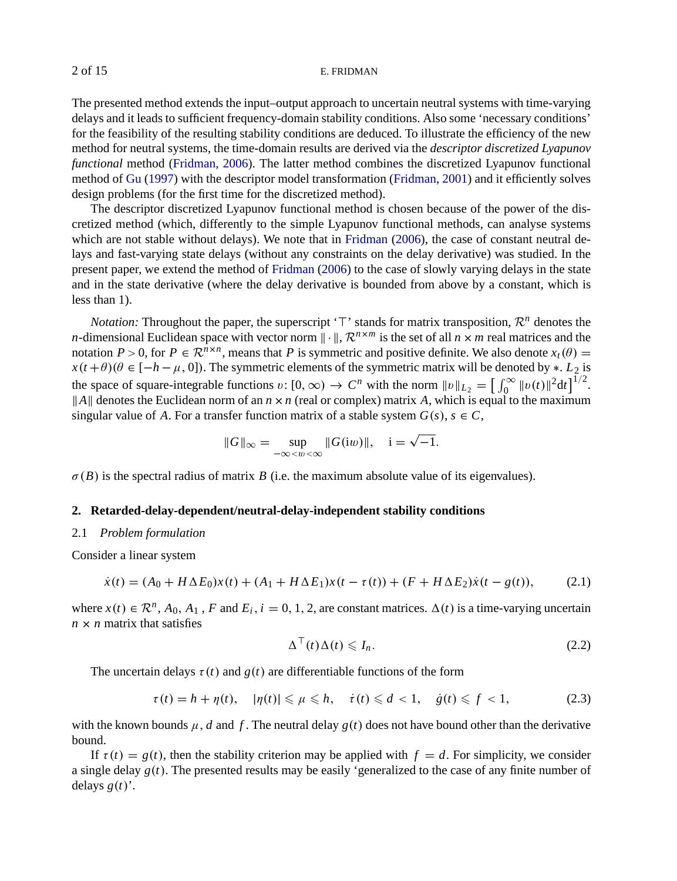The presented method extends the input–output approach to uncertain neutral systems with time-varying delays and it leads to sufficient frequency-domain stability conditions. Also some 'necessary conditions' for the feasibility of the resulting stability conditions are deduced. To illustrate the efficiency of the new method for neutral systems, the time-domain results are derived via the *descriptor discretized Lyapunov functional* method (Fridman, 2006). The latter method combines the discretized Lyapunov functional method of Gu (1997) with the descriptor model transformation (Fridman, 2001) and it efficiently solves design problems (for the first time for the discretized method).

The descriptor discretized Lyapunov functional method is chosen because of the power of the discretized method (which, differently to the simple Lyapunov functional methods, can analyse systems which are not stable without delays). We note that in Fridman (2006), the case of constant neutral delays and fast-varying state delays (without any constraints on the delay derivative) was studied. In the present paper, we extend the method of Fridman (2006) to the case of slowly varying delays in the state and in the state derivative (where the delay derivative is bounded from above by a constant, which is less than 1).

*Notation:* Throughout the paper, the superscript '$\top$' stands for matrix transposition, $\mathcal{R}^n$ denotes the $n$-dimensional Euclidean space with vector norm $\|\cdot\|$, $\mathcal{R}^{n\times m}$ is the set of all $n\times m$ real matrices and the notation $P>0$, for $P\in\mathcal{R}^{n\times n}$, means that $P$ is symmetric and positive definite. We also denote $x_t(\theta)=x(t+\theta)(\theta\in[-h-\mu,0])$. The symmetric elements of the symmetric matrix will be denoted by $*$. $L_2$ is the space of square-integrable functions $v$: $[0,\infty)\to C^n$ with the norm $\|v\|_{L_2}=\left[\int_0^\infty\|v(t)\|^2\mathrm{d}t\right]^{1/2}$. $\|A\|$ denotes the Euclidean norm of an $n\times n$ (real or complex) matrix $A$, which is equal to the maximum singular value of $A$. For a transfer function matrix of a stable system $G(s)$, $s\in C$,

$$\|G\|_\infty=\sup_{-\infty<w<\infty}\|G(\mathrm{i}w)\|,\quad \mathrm{i}=\sqrt{-1}.$$

$\sigma(B)$ is the spectral radius of matrix $B$ (i.e. the maximum absolute value of its eigenvalues).

## 2. Retarded-delay-dependent/neutral-delay-independent stability conditions

### 2.1 *Problem formulation*

Consider a linear system

$$\dot{x}(t)=(A_0+H\Delta E_0)x(t)+(A_1+H\Delta E_1)x(t-\tau(t))+(F+H\Delta E_2)\dot{x}(t-g(t)),\qquad(2.1)$$

where $x(t)\in\mathcal{R}^n$, $A_0$, $A_1$, $F$ and $E_i$, $i=0,1,2$, are constant matrices. $\Delta(t)$ is a time-varying uncertain $n\times n$ matrix that satisfies

$$\Delta^\top(t)\Delta(t)\leqslant I_n.\qquad(2.2)$$

The uncertain delays $\tau(t)$ and $g(t)$ are differentiable functions of the form

$$\tau(t)=h+\eta(t),\quad |\eta(t)|\leqslant\mu\leqslant h,\quad \dot{\tau}(t)\leqslant d<1,\quad \dot{g}(t)\leqslant f<1,\qquad(2.3)$$

with the known bounds $\mu$, $d$ and $f$. The neutral delay $g(t)$ does not have bound other than the derivative bound.

If $\tau(t)=g(t)$, then the stability criterion may be applied with $f=d$. For simplicity, we consider a single delay $g(t)$. The presented results may be easily 'generalized to the case of any finite number of delays $g(t)$'.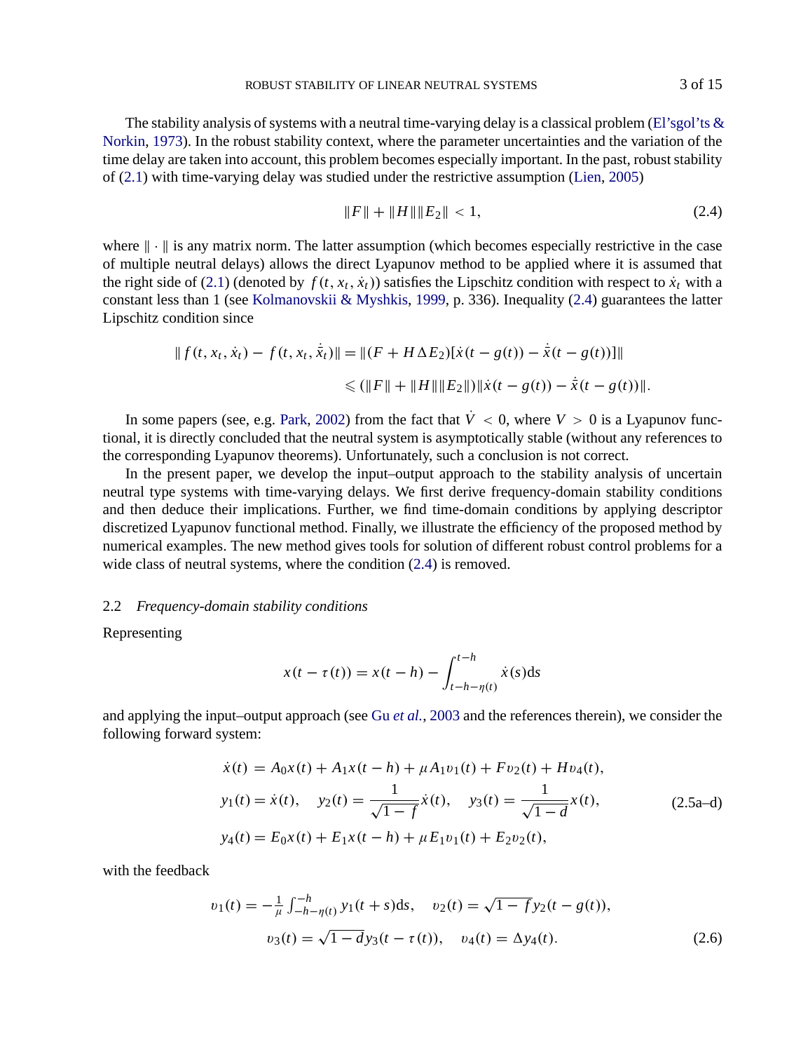The stability analysis of systems with a neutral time-varying delay is a classical problem (El'sgol'ts & Norkin, 1973). In the robust stability context, where the parameter uncertainties and the variation of the time delay are taken into account, this problem becomes especially important. In the past, robust stability of (2.1) with time-varying delay was studied under the restrictive assumption (Lien, 2005)

$$\|F\| + \|H\|\|E_2\| < 1, \tag{2.4}$$

where $\|\cdot\|$ is any matrix norm. The latter assumption (which becomes especially restrictive in the case of multiple neutral delays) allows the direct Lyapunov method to be applied where it is assumed that the right side of (2.1) (denoted by $f(t, x_t, \dot{x}_t)$) satisfies the Lipschitz condition with respect to $\dot{x}_t$ with a constant less than 1 (see Kolmanovskii & Myshkis, 1999, p. 336). Inequality (2.4) guarantees the latter Lipschitz condition since

$$\begin{aligned}\|f(t, x_t, \dot{x}_t) - f(t, x_t, \dot{\bar{x}}_t)\| &= \|(F + H\Delta E_2)[\dot{x}(t - g(t)) - \dot{\bar{x}}(t - g(t))]\| \\ &\leqslant (\|F\| + \|H\|\|E_2\|)\|\dot{x}(t - g(t)) - \dot{\bar{x}}(t - g(t))\|.\end{aligned}$$

In some papers (see, e.g. Park, 2002) from the fact that $\dot{V} < 0$, where $V > 0$ is a Lyapunov functional, it is directly concluded that the neutral system is asymptotically stable (without any references to the corresponding Lyapunov theorems). Unfortunately, such a conclusion is not correct.

In the present paper, we develop the input–output approach to the stability analysis of uncertain neutral type systems with time-varying delays. We first derive frequency-domain stability conditions and then deduce their implications. Further, we find time-domain conditions by applying descriptor discretized Lyapunov functional method. Finally, we illustrate the efficiency of the proposed method by numerical examples. The new method gives tools for solution of different robust control problems for a wide class of neutral systems, where the condition (2.4) is removed.

## 2.2 *Frequency-domain stability conditions*

Representing

$$x(t - \tau(t)) = x(t - h) - \int_{t-h-\eta(t)}^{t-h} \dot{x}(s)\mathrm{d}s$$

and applying the input–output approach (see Gu *et al.*, 2003 and the references therein), we consider the following forward system:

$$\begin{aligned}\dot{x}(t) &= A_0x(t) + A_1x(t - h) + \mu A_1 v_1(t) + F v_2(t) + H v_4(t), \\ y_1(t) &= \dot{x}(t), \quad y_2(t) = \frac{1}{\sqrt{1 - f}}\dot{x}(t), \quad y_3(t) = \frac{1}{\sqrt{1 - d}}x(t), \\ y_4(t) &= E_0x(t) + E_1x(t - h) + \mu E_1 v_1(t) + E_2 v_2(t),\end{aligned} \tag{2.5a–d}$$

with the feedback

$$\begin{aligned} v_1(t) &= -\tfrac{1}{\mu}\textstyle\int_{-h-\eta(t)}^{-h} y_1(t + s)\mathrm{d}s, \quad v_2(t) = \sqrt{1 - f}\, y_2(t - g(t)), \\ v_3(t) &= \sqrt{1 - d}\, y_3(t - \tau(t)), \quad v_4(t) = \Delta y_4(t).\end{aligned} \tag{2.6}$$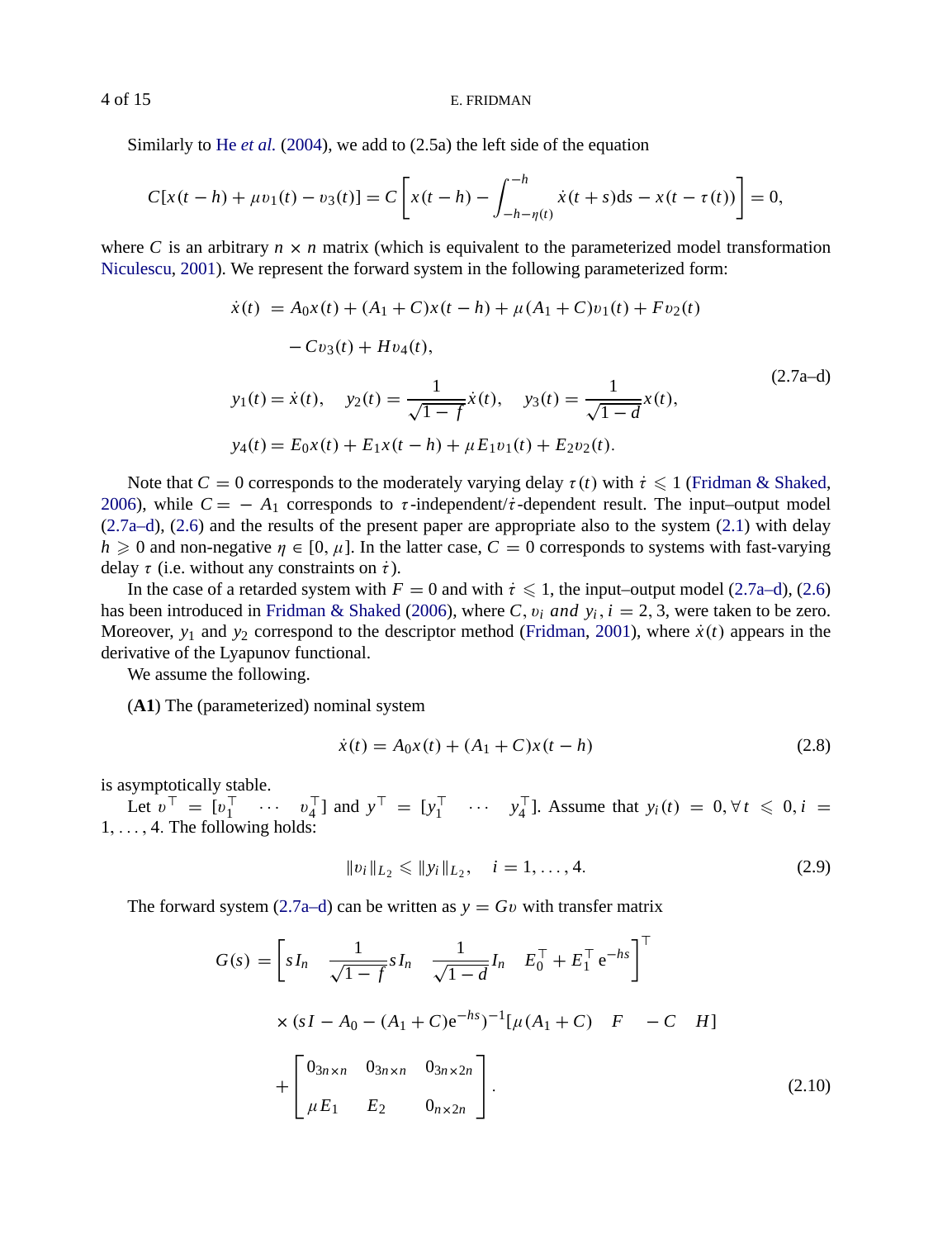Similarly to He *et al.* (2004), we add to (2.5a) the left side of the equation

$$C[x(t-h)+\mu v_1(t)-v_3(t)] = C\left[x(t-h) - \int_{-h-\eta(t)}^{-h} \dot{x}(t+s)\mathrm{d}s - x(t-\tau(t))\right] = 0,$$

where $C$ is an arbitrary $n \times n$ matrix (which is equivalent to the parameterized model transformation Niculescu, 2001). We represent the forward system in the following parameterized form:

$$\begin{aligned}
\dot{x}(t) &= A_0 x(t) + (A_1 + C)x(t-h) + \mu(A_1 + C)v_1(t) + F v_2(t) \\
&\quad - C v_3(t) + H v_4(t), \\
y_1(t) &= \dot{x}(t), \quad y_2(t) = \frac{1}{\sqrt{1-f}}\dot{x}(t), \quad y_3(t) = \frac{1}{\sqrt{1-d}}x(t), \\
y_4(t) &= E_0 x(t) + E_1 x(t-h) + \mu E_1 v_1(t) + E_2 v_2(t).
\end{aligned} \tag{2.7a–d}$$

Note that $C = 0$ corresponds to the moderately varying delay $\tau(t)$ with $\dot{\tau} \leqslant 1$ (Fridman & Shaked, 2006), while $C = -A_1$ corresponds to $\tau$-independent/$\dot{\tau}$-dependent result. The input–output model (2.7a–d), (2.6) and the results of the present paper are appropriate also to the system (2.1) with delay $h \geqslant 0$ and non-negative $\eta \in [0, \mu]$. In the latter case, $C = 0$ corresponds to systems with fast-varying delay $\tau$ (i.e. without any constraints on $\dot{\tau}$).

In the case of a retarded system with $F = 0$ and with $\dot{\tau} \leqslant 1$, the input–output model (2.7a–d), (2.6) has been introduced in Fridman & Shaked (2006), where $C, v_i$ *and* $y_i, i = 2, 3$, were taken to be zero. Moreover, $y_1$ and $y_2$ correspond to the descriptor method (Fridman, 2001), where $\dot{x}(t)$ appears in the derivative of the Lyapunov functional.

We assume the following.

(**A1**) The (parameterized) nominal system

$$\dot{x}(t) = A_0 x(t) + (A_1 + C)x(t-h) \tag{2.8}$$

is asymptotically stable.

Let $v^\top = [v_1^\top \ \cdots \ v_4^\top]$ and $y^\top = [y_1^\top \ \cdots \ y_4^\top]$. Assume that $y_i(t) = 0, \forall t \leqslant 0, i = 1, \ldots, 4$. The following holds:

$$\|v_i\|_{L_2} \leqslant \|y_i\|_{L_2}, \quad i = 1, \ldots, 4. \tag{2.9}$$

The forward system (2.7a–d) can be written as $y = Gv$ with transfer matrix

$$\begin{aligned}
G(s) &= \left[ sI_n \quad \frac{1}{\sqrt{1-f}} sI_n \quad \frac{1}{\sqrt{1-d}} I_n \quad E_0^\top + E_1^\top \mathrm{e}^{-hs} \right]^\top \\
&\quad \times (sI - A_0 - (A_1 + C)\mathrm{e}^{-hs})^{-1} [\mu(A_1 + C) \quad F \quad -C \quad H] \\
&\quad + \begin{bmatrix} 0_{3n \times n} & 0_{3n \times n} & 0_{3n \times 2n} \\ \mu E_1 & E_2 & 0_{n \times 2n} \end{bmatrix}.
\end{aligned} \tag{2.10}$$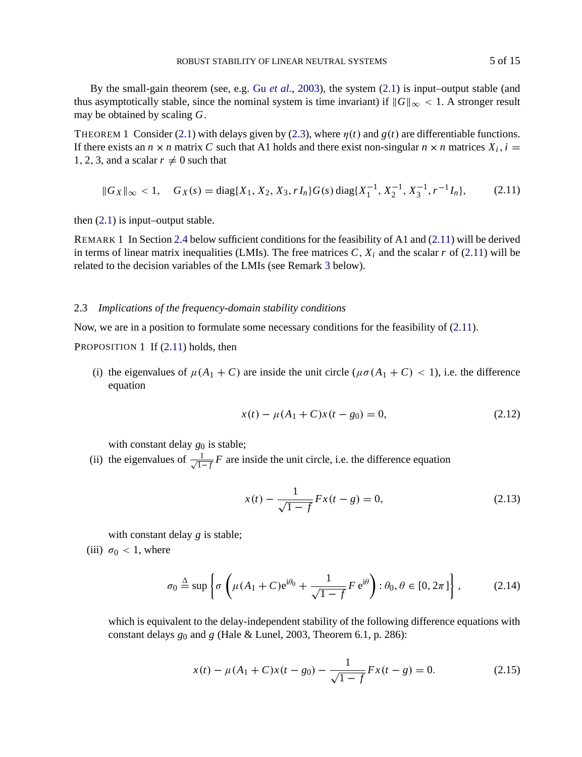By the small-gain theorem (see, e.g. Gu *et al.*, 2003), the system (2.1) is input–output stable (and thus asymptotically stable, since the nominal system is time invariant) if $\|G\|_\infty < 1$. A stronger result may be obtained by scaling $G$.

THEOREM 1 Consider (2.1) with delays given by (2.3), where $\eta(t)$ and $g(t)$ are differentiable functions. If there exists an $n \times n$ matrix $C$ such that A1 holds and there exist non-singular $n \times n$ matrices $X_i$, $i = 1, 2, 3$, and a scalar $r \neq 0$ such that

$$\|G_X\|_\infty < 1, \quad G_X(s) = \mathrm{diag}\{X_1, X_2, X_3, rI_n\}G(s)\,\mathrm{diag}\{X_1^{-1}, X_2^{-1}, X_3^{-1}, r^{-1}I_n\}, \tag{2.11}$$

then (2.1) is input–output stable.

REMARK 1 In Section 2.4 below sufficient conditions for the feasibility of A1 and (2.11) will be derived in terms of linear matrix inequalities (LMIs). The free matrices $C$, $X_i$ and the scalar $r$ of (2.11) will be related to the decision variables of the LMIs (see Remark 3 below).

## 2.3 *Implications of the frequency-domain stability conditions*

Now, we are in a position to formulate some necessary conditions for the feasibility of (2.11).

PROPOSITION 1 If (2.11) holds, then

(i) the eigenvalues of $\mu(A_1 + C)$ are inside the unit circle ($\mu\sigma(A_1 + C) < 1$), i.e. the difference equation

$$x(t) - \mu(A_1 + C)x(t - g_0) = 0, \tag{2.12}$$

with constant delay $g_0$ is stable;

(ii) the eigenvalues of $\frac{1}{\sqrt{1-f}}F$ are inside the unit circle, i.e. the difference equation

$$x(t) - \frac{1}{\sqrt{1-f}}Fx(t-g) = 0, \tag{2.13}$$

with constant delay $g$ is stable;

(iii) $\sigma_0 < 1$, where

$$\sigma_0 \triangleq \sup\left\{\sigma\left(\mu(A_1 + C)\mathrm{e}^{\mathrm{i}\theta_0} + \frac{1}{\sqrt{1-f}}F\,\mathrm{e}^{\mathrm{i}\theta}\right) : \theta_0, \theta \in [0, 2\pi]\right\}, \tag{2.14}$$

which is equivalent to the delay-independent stability of the following difference equations with constant delays $g_0$ and $g$ (Hale & Lunel, 2003, Theorem 6.1, p. 286):

$$x(t) - \mu(A_1 + C)x(t - g_0) - \frac{1}{\sqrt{1-f}}Fx(t-g) = 0. \tag{2.15}$$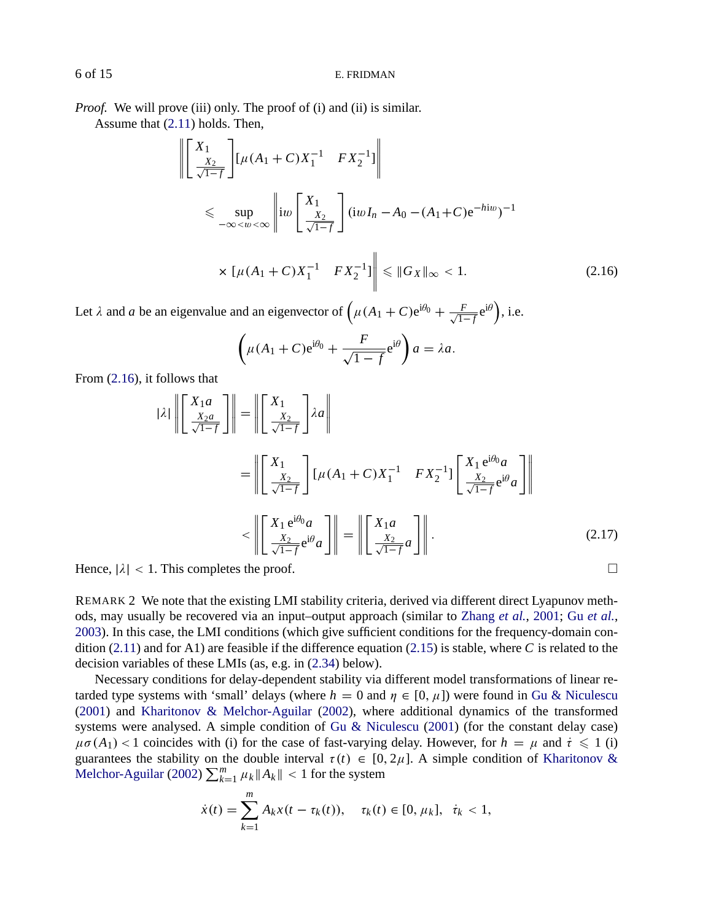*Proof.* We will prove (iii) only. The proof of (i) and (ii) is similar.

Assume that (2.11) holds. Then,

$$
\begin{aligned}
&\left\| \begin{bmatrix} X_1 \\ \frac{X_2}{\sqrt{1-f}} \end{bmatrix} [\mu(A_1+C)X_1^{-1} \quad FX_2^{-1}] \right\| \\
&\leqslant \sup_{-\infty<\omega<\infty} \left\| \mathrm{i}\omega \begin{bmatrix} X_1 \\ \frac{X_2}{\sqrt{1-f}} \end{bmatrix} (\mathrm{i}\omega I_n - A_0 - (A_1+C)\mathrm{e}^{-h\mathrm{i}\omega})^{-1} \right. \\
&\quad \left. \times [\mu(A_1+C)X_1^{-1} \quad FX_2^{-1}] \right\| \leqslant \|G_X\|_\infty < 1.
\end{aligned}
\tag{2.16}
$$

Let $\lambda$ and $a$ be an eigenvalue and an eigenvector of $\left(\mu(A_1+C)\mathrm{e}^{\mathrm{i}\theta_0} + \frac{F}{\sqrt{1-f}}\mathrm{e}^{\mathrm{i}\theta}\right)$, i.e.

$$
\left(\mu(A_1+C)\mathrm{e}^{\mathrm{i}\theta_0} + \frac{F}{\sqrt{1-f}}\mathrm{e}^{\mathrm{i}\theta}\right) a = \lambda a.
$$

From (2.16), it follows that

$$
\begin{aligned}
|\lambda| \left\| \begin{bmatrix} X_1 a \\ \frac{X_2 a}{\sqrt{1-f}} \end{bmatrix} \right\| &= \left\| \begin{bmatrix} X_1 \\ \frac{X_2}{\sqrt{1-f}} \end{bmatrix} \lambda a \right\| \\
&= \left\| \begin{bmatrix} X_1 \\ \frac{X_2}{\sqrt{1-f}} \end{bmatrix} [\mu(A_1+C)X_1^{-1} \quad FX_2^{-1}] \begin{bmatrix} X_1\, \mathrm{e}^{\mathrm{i}\theta_0} a \\ \frac{X_2}{\sqrt{1-f}} \mathrm{e}^{\mathrm{i}\theta} a \end{bmatrix} \right\| \\
&< \left\| \begin{bmatrix} X_1\, \mathrm{e}^{\mathrm{i}\theta_0} a \\ \frac{X_2}{\sqrt{1-f}} \mathrm{e}^{\mathrm{i}\theta} a \end{bmatrix} \right\| = \left\| \begin{bmatrix} X_1 a \\ \frac{X_2}{\sqrt{1-f}} a \end{bmatrix} \right\|.
\end{aligned}
\tag{2.17}
$$

Hence, $|\lambda| < 1$. This completes the proof. □

REMARK 2 We note that the existing LMI stability criteria, derived via different direct Lyapunov methods, may usually be recovered via an input–output approach (similar to Zhang *et al.*, 2001; Gu *et al.*, 2003). In this case, the LMI conditions (which give sufficient conditions for the frequency-domain condition (2.11) and for A1) are feasible if the difference equation (2.15) is stable, where $C$ is related to the decision variables of these LMIs (as, e.g. in (2.34) below).

Necessary conditions for delay-dependent stability via different model transformations of linear retarded type systems with 'small' delays (where $h = 0$ and $\eta \in [0, \mu]$) were found in Gu & Niculescu (2001) and Kharitonov & Melchor-Aguilar (2002), where additional dynamics of the transformed systems were analysed. A simple condition of Gu & Niculescu (2001) (for the constant delay case) $\mu\sigma(A_1) < 1$ coincides with (i) for the case of fast-varying delay. However, for $h = \mu$ and $\dot{\tau} \leqslant 1$ (i) guarantees the stability on the double interval $\tau(t) \in [0, 2\mu]$. A simple condition of Kharitonov & Melchor-Aguilar (2002) $\sum_{k=1}^{m} \mu_k \|A_k\| < 1$ for the system

$$
\dot{x}(t) = \sum_{k=1}^{m} A_k x(t - \tau_k(t)), \quad \tau_k(t) \in [0, \mu_k], \quad \dot{\tau}_k < 1,
$$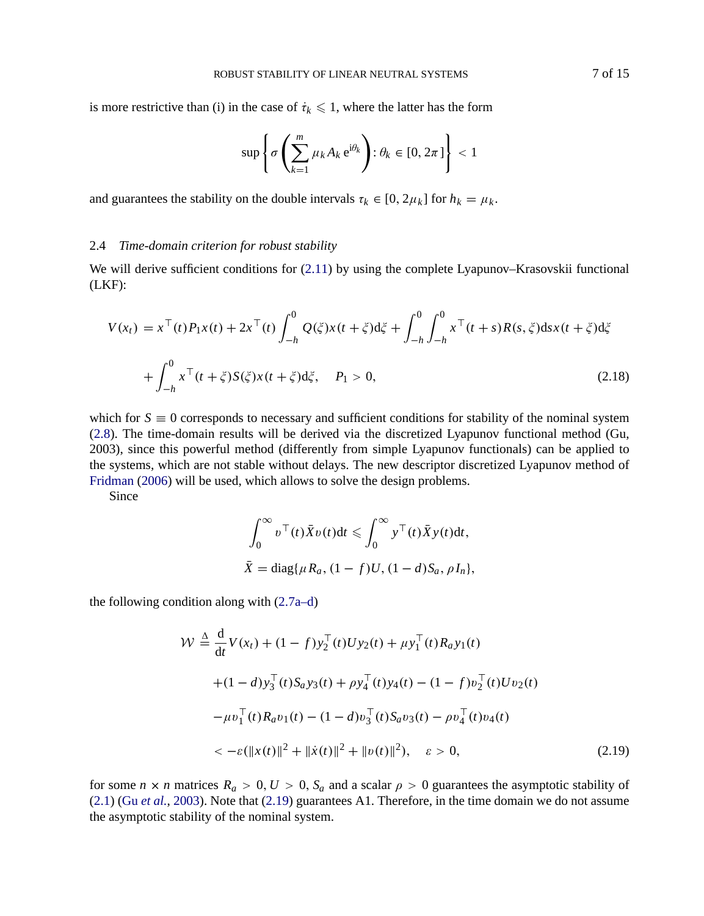is more restrictive than (i) in the case of $\dot{\tau}_k \leqslant 1$, where the latter has the form

$$\sup\left\{\sigma\left(\sum_{k=1}^{m}\mu_k A_k\, \mathrm{e}^{\mathrm{i}\theta_k}\right) : \theta_k \in [0, 2\pi]\right\} < 1$$

and guarantees the stability on the double intervals $\tau_k \in [0, 2\mu_k]$ for $h_k = \mu_k$.

### 2.4 *Time-domain criterion for robust stability*

We will derive sufficient conditions for (2.11) by using the complete Lyapunov–Krasovskii functional (LKF):

$$\begin{aligned}
V(x_t) &= x^\top(t)P_1 x(t) + 2x^\top(t)\int_{-h}^{0} Q(\xi)x(t+\xi)\mathrm{d}\xi + \int_{-h}^{0}\int_{-h}^{0} x^\top(t+s)R(s,\xi)\mathrm{d}s\, x(t+\xi)\mathrm{d}\xi \\
&\quad + \int_{-h}^{0} x^\top(t+\xi)S(\xi)x(t+\xi)\mathrm{d}\xi, \quad P_1 > 0,
\end{aligned} \tag{2.18}$$

which for $S \equiv 0$ corresponds to necessary and sufficient conditions for stability of the nominal system (2.8). The time-domain results will be derived via the discretized Lyapunov functional method (Gu, 2003), since this powerful method (differently from simple Lyapunov functionals) can be applied to the systems, which are not stable without delays. The new descriptor discretized Lyapunov method of Fridman (2006) will be used, which allows to solve the design problems.

Since

$$\int_0^\infty v^\top(t)\bar{X}v(t)\mathrm{d}t \leqslant \int_0^\infty y^\top(t)\bar{X}y(t)\mathrm{d}t,$$

$$\bar{X} = \mathrm{diag}\{\mu R_a, (1-f)U, (1-d)S_a, \rho I_n\},$$

the following condition along with (2.7a–d)

$$\begin{aligned}
\mathcal{W} &\triangleq \frac{\mathrm{d}}{\mathrm{d}t}V(x_t) + (1-f)y_2^\top(t)Uy_2(t) + \mu y_1^\top(t)R_a y_1(t) \\
&\quad + (1-d)y_3^\top(t)S_a y_3(t) + \rho y_4^\top(t)y_4(t) - (1-f)v_2^\top(t)Uv_2(t) \\
&\quad - \mu v_1^\top(t)R_a v_1(t) - (1-d)v_3^\top(t)S_a v_3(t) - \rho v_4^\top(t)v_4(t) \\
&\quad < -\varepsilon(\|x(t)\|^2 + \|\dot{x}(t)\|^2 + \|v(t)\|^2), \quad \varepsilon > 0,
\end{aligned} \tag{2.19}$$

for some $n \times n$ matrices $R_a > 0, U > 0, S_a$ and a scalar $\rho > 0$ guarantees the asymptotic stability of (2.1) (Gu *et al.*, 2003). Note that (2.19) guarantees A1. Therefore, in the time domain we do not assume the asymptotic stability of the nominal system.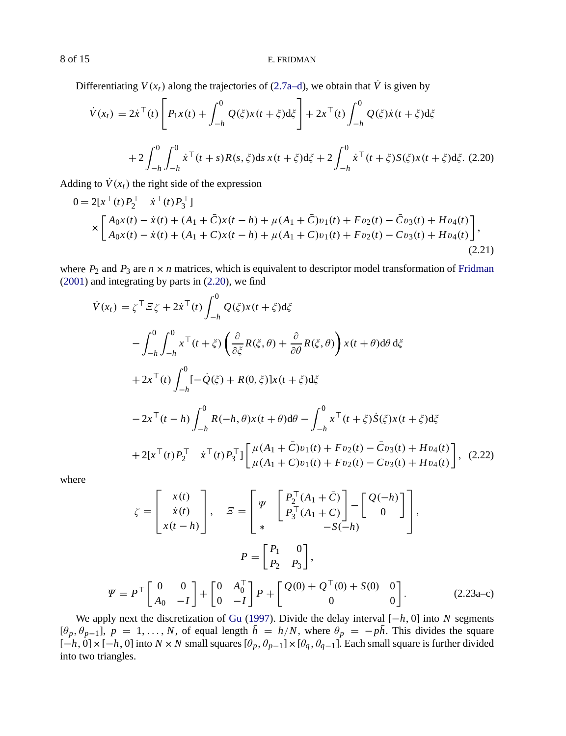Differentiating $V(x_t)$ along the trajectories of (2.7a–d), we obtain that $\dot{V}$ is given by

$$
\begin{aligned}
\dot{V}(x_t) &= 2\dot{x}^\top(t)\left[P_1 x(t) + \int_{-h}^{0} Q(\xi)x(t+\xi)\mathrm{d}\xi\right] + 2x^\top(t)\int_{-h}^{0} Q(\xi)\dot{x}(t+\xi)\mathrm{d}\xi \\
&\quad + 2\int_{-h}^{0}\int_{-h}^{0} \dot{x}^\top(t+s)R(s,\xi)\mathrm{d}s\, x(t+\xi)\mathrm{d}\xi + 2\int_{-h}^{0} \dot{x}^\top(t+\xi)S(\xi)x(t+\xi)\mathrm{d}\xi. \quad (2.20)
\end{aligned}
$$

Adding to $\dot{V}(x_t)$ the right side of the expression

$$
\begin{aligned}
0 = 2[x^\top(t)P_2^\top \quad \dot{x}^\top(t)P_3^\top] \\
\times \begin{bmatrix} A_0 x(t) - \dot{x}(t) + (A_1+\bar{C})x(t-h) + \mu(A_1+\bar{C})v_1(t) + Fv_2(t) - \bar{C}v_3(t) + Hv_4(t) \\ A_0 x(t) - \dot{x}(t) + (A_1+C)x(t-h) + \mu(A_1+C)v_1(t) + Fv_2(t) - Cv_3(t) + Hv_4(t) \end{bmatrix},
\end{aligned}
\quad (2.21)
$$

where $P_2$ and $P_3$ are $n \times n$ matrices, which is equivalent to descriptor model transformation of Fridman (2001) and integrating by parts in (2.20), we find

$$
\begin{aligned}
\dot{V}(x_t) &= \zeta^\top \Xi \zeta + 2\dot{x}^\top(t)\int_{-h}^{0} Q(\xi)x(t+\xi)\mathrm{d}\xi \\
&\quad - \int_{-h}^{0}\int_{-h}^{0} x^\top(t+\xi)\left(\frac{\partial}{\partial\xi}R(\xi,\theta) + \frac{\partial}{\partial\theta}R(\xi,\theta)\right)x(t+\theta)\mathrm{d}\theta\,\mathrm{d}\xi \\
&\quad + 2x^\top(t)\int_{-h}^{0}[-\dot{Q}(\xi) + R(0,\xi)]x(t+\xi)\mathrm{d}\xi \\
&\quad - 2x^\top(t-h)\int_{-h}^{0} R(-h,\theta)x(t+\theta)\mathrm{d}\theta - \int_{-h}^{0} x^\top(t+\xi)\dot{S}(\xi)x(t+\xi)\mathrm{d}\xi \\
&\quad + 2[x^\top(t)P_2^\top \quad \dot{x}^\top(t)P_3^\top]\begin{bmatrix} \mu(A_1+\bar{C})v_1(t) + Fv_2(t) - \bar{C}v_3(t) + Hv_4(t) \\ \mu(A_1+C)v_1(t) + Fv_2(t) - Cv_3(t) + Hv_4(t) \end{bmatrix}, \quad (2.22)
\end{aligned}
$$

where

$$
\zeta = \begin{bmatrix} x(t) \\ \dot{x}(t) \\ x(t-h) \end{bmatrix}, \quad \Xi = \begin{bmatrix} \Psi & \begin{bmatrix} P_2^\top(A_1+\bar{C}) \\ P_3^\top(A_1+C) \end{bmatrix} - \begin{bmatrix} Q(-h) \\ 0 \end{bmatrix} \\ * & -S(-h) \end{bmatrix},
$$

$$
P = \begin{bmatrix} P_1 & 0 \\ P_2 & P_3 \end{bmatrix},
$$

$$
\Psi = P^\top \begin{bmatrix} 0 & 0 \\ A_0 & -I \end{bmatrix} + \begin{bmatrix} 0 & A_0^\top \\ 0 & -I \end{bmatrix} P + \begin{bmatrix} Q(0) + Q^\top(0) + S(0) & 0 \\ 0 & 0 \end{bmatrix}. \quad (2.23\text{a–c})
$$

We apply next the discretization of Gu (1997). Divide the delay interval $[-h, 0]$ into $N$ segments $[\theta_p, \theta_{p-1}]$, $p = 1, \ldots, N$, of equal length $\bar{h} = h/N$, where $\theta_p = -p\bar{h}$. This divides the square $[-h, 0] \times [-h, 0]$ into $N \times N$ small squares $[\theta_p, \theta_{p-1}] \times [\theta_q, \theta_{q-1}]$. Each small square is further divided into two triangles.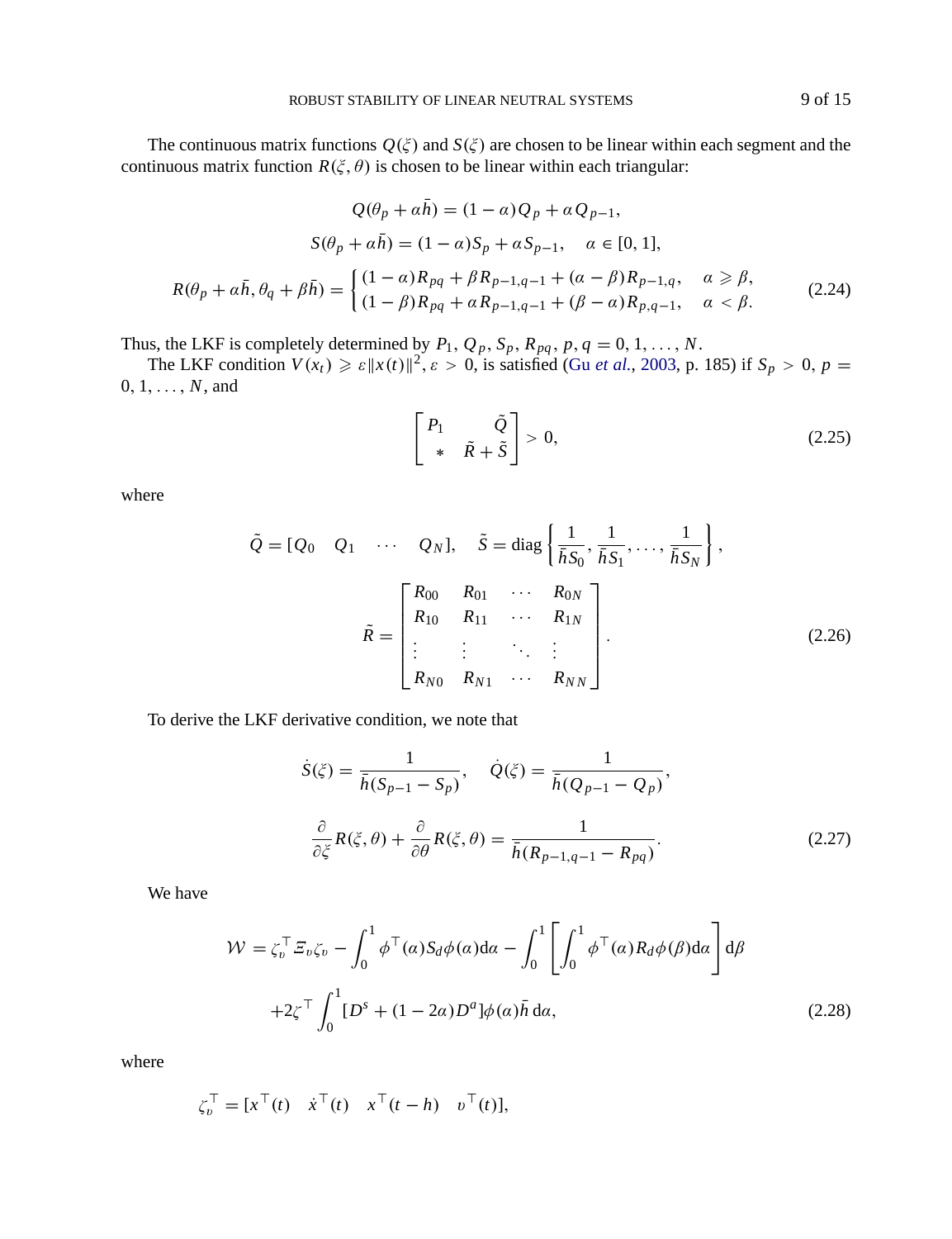The continuous matrix functions $Q(\xi)$ and $S(\xi)$ are chosen to be linear within each segment and the continuous matrix function $R(\xi, \theta)$ is chosen to be linear within each triangular:

$$
\begin{gathered}
Q(\theta_p + \alpha\bar{h}) = (1-\alpha)Q_p + \alpha Q_{p-1}, \\
S(\theta_p + \alpha\bar{h}) = (1-\alpha)S_p + \alpha S_{p-1}, \quad \alpha \in [0,1], \\
R(\theta_p + \alpha\bar{h}, \theta_q + \beta\bar{h}) = \begin{cases} (1-\alpha)R_{pq} + \beta R_{p-1,q-1} + (\alpha-\beta)R_{p-1,q}, & \alpha \geqslant \beta, \\ (1-\beta)R_{pq} + \alpha R_{p-1,q-1} + (\beta-\alpha)R_{p,q-1}, & \alpha < \beta. \end{cases}
\end{gathered} \tag{2.24}
$$

Thus, the LKF is completely determined by $P_1, Q_p, S_p, R_{pq}, p, q = 0, 1, \ldots, N$.

The LKF condition $V(x_t) \geqslant \varepsilon \|x(t)\|^2, \varepsilon > 0$, is satisfied (Gu *et al.*, 2003, p. 185) if $S_p > 0$, $p = 0, 1, \ldots, N$, and

$$
\begin{bmatrix} P_1 & \tilde{Q} \\ * & \tilde{R} + \tilde{S} \end{bmatrix} > 0, \tag{2.25}
$$

where

$$
\tilde{Q} = [Q_0 \quad Q_1 \quad \cdots \quad Q_N], \quad \tilde{S} = \operatorname{diag}\left\{\frac{1}{\bar{h}S_0}, \frac{1}{\bar{h}S_1}, \ldots, \frac{1}{\bar{h}S_N}\right\},
$$

$$
\tilde{R} = \begin{bmatrix} R_{00} & R_{01} & \cdots & R_{0N} \\ R_{10} & R_{11} & \cdots & R_{1N} \\ \vdots & \vdots & \ddots & \vdots \\ R_{N0} & R_{N1} & \cdots & R_{NN} \end{bmatrix}. \tag{2.26}
$$

To derive the LKF derivative condition, we note that

$$
\dot{S}(\xi) = \frac{1}{\bar{h}(S_{p-1} - S_p)}, \quad \dot{Q}(\xi) = \frac{1}{\bar{h}(Q_{p-1} - Q_p)},
$$

$$
\frac{\partial}{\partial \xi}R(\xi,\theta) + \frac{\partial}{\partial \theta}R(\xi,\theta) = \frac{1}{\bar{h}(R_{p-1,q-1} - R_{pq})}. \tag{2.27}
$$

We have

$$
\begin{aligned}
\mathcal{W} = \zeta_v^\top \Xi_v \zeta_v &- \int_0^1 \phi^\top(\alpha) S_d \phi(\alpha) \mathrm{d}\alpha - \int_0^1 \left[\int_0^1 \phi^\top(\alpha) R_d \phi(\beta) \mathrm{d}\alpha\right] \mathrm{d}\beta \\
&+ 2\zeta^\top \int_0^1 [D^s + (1-2\alpha)D^a]\phi(\alpha)\bar{h}\, \mathrm{d}\alpha,
\end{aligned} \tag{2.28}
$$

where

$$
\zeta_v^\top = [x^\top(t) \quad \dot{x}^\top(t) \quad x^\top(t-h) \quad v^\top(t)],
$$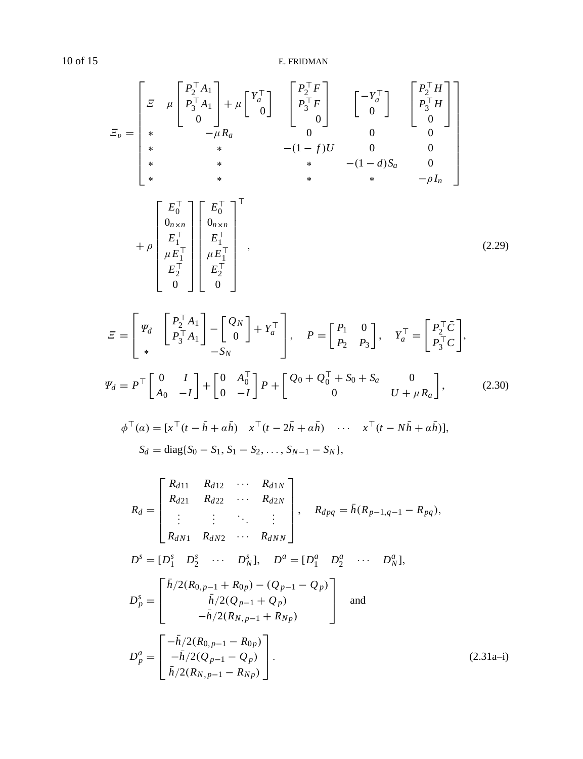$$
\Xi_v = \begin{bmatrix} \Xi & \mu \begin{bmatrix} P_2^\top A_1 \\ P_3^\top A_1 \\ 0 \end{bmatrix} + \mu \begin{bmatrix} Y_a^\top \\ 0 \end{bmatrix} & \begin{bmatrix} P_2^\top F \\ P_3^\top F \\ 0 \end{bmatrix} & \begin{bmatrix} -Y_a^\top \\ 0 \end{bmatrix} & \begin{bmatrix} P_2^\top H \\ P_3^\top H \\ 0 \end{bmatrix} \\ * & -\mu R_a & 0 & 0 & 0 \\ * & * & -(1-f)U & 0 & 0 \\ * & * & * & -(1-d)S_a & 0 \\ * & * & * & * & -\rho I_n \end{bmatrix}
$$

$$
+ \rho \begin{bmatrix} E_0^\top \\ 0_{n\times n} \\ E_1^\top \\ \mu E_1^\top \\ E_2^\top \\ 0 \end{bmatrix} \begin{bmatrix} E_0^\top \\ 0_{n\times n} \\ E_1^\top \\ \mu E_1^\top \\ E_2^\top \\ 0 \end{bmatrix}^\top, \tag{2.29}
$$

$$
\Xi = \begin{bmatrix} \Psi_d & \begin{bmatrix} P_2^\top A_1 \\ P_3^\top A_1 \end{bmatrix} - \begin{bmatrix} Q_N \\ 0 \end{bmatrix} + Y_a^\top \\ * & -S_N \end{bmatrix}, \quad P = \begin{bmatrix} P_1 & 0 \\ P_2 & P_3 \end{bmatrix}, \quad Y_a^\top = \begin{bmatrix} P_2^\top \bar{C} \\ P_3^\top C \end{bmatrix},
$$

$$
\Psi_d = P^\top \begin{bmatrix} 0 & I \\ A_0 & -I \end{bmatrix} + \begin{bmatrix} 0 & A_0^\top \\ 0 & -I \end{bmatrix} P + \begin{bmatrix} Q_0 + Q_0^\top + S_0 + S_a & 0 \\ 0 & U + \mu R_a \end{bmatrix}, \tag{2.30}
$$

$$
\phi^\top(\alpha) = [x^\top(t - \bar{h} + \alpha\bar{h}) \quad x^\top(t - 2\bar{h} + \alpha\bar{h}) \quad \cdots \quad x^\top(t - N\bar{h} + \alpha\bar{h})],
$$

$$
S_d = \mathrm{diag}\{S_0 - S_1, S_1 - S_2, \ldots, S_{N-1} - S_N\},
$$

$$
R_d = \begin{bmatrix} R_{d11} & R_{d12} & \cdots & R_{d1N} \\ R_{d21} & R_{d22} & \cdots & R_{d2N} \\ \vdots & \vdots & \ddots & \vdots \\ R_{dN1} & R_{dN2} & \cdots & R_{dNN} \end{bmatrix}, \quad R_{dpq} = \bar{h}(R_{p-1,q-1} - R_{pq}),
$$

$$
D^s = [D_1^s \quad D_2^s \quad \cdots \quad D_N^s], \quad D^a = [D_1^a \quad D_2^a \quad \cdots \quad D_N^a],
$$

$$
D_p^s = \begin{bmatrix} \bar{h}/2(R_{0,p-1} + R_{0p}) - (Q_{p-1} - Q_p) \\ \bar{h}/2(Q_{p-1} + Q_p) \\ -\bar{h}/2(R_{N,p-1} + R_{Np}) \end{bmatrix} \quad \text{and}
$$

$$
D_p^a = \begin{bmatrix} -\bar{h}/2(R_{0,p-1} - R_{0p}) \\ -\bar{h}/2(Q_{p-1} - Q_p) \\ \bar{h}/2(R_{N,p-1} - R_{Np}) \end{bmatrix}. \tag{2.31a–i}
$$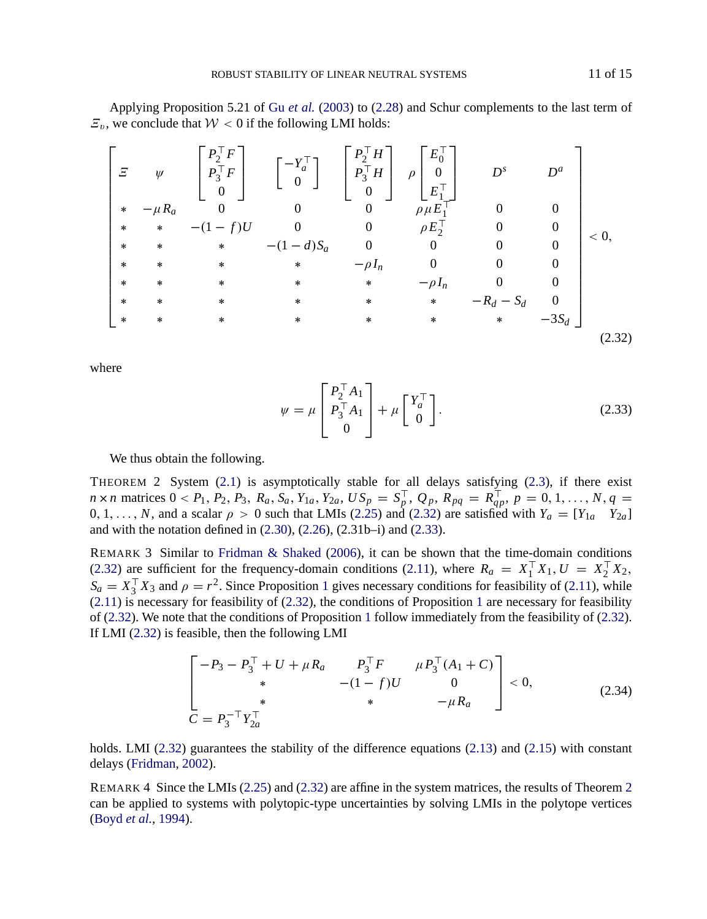Applying Proposition 5.21 of Gu *et al.* (2003) to (2.28) and Schur complements to the last term of $\Xi_v$, we conclude that $\mathcal{W} < 0$ if the following LMI holds:

$$
\begin{bmatrix}
\Xi & \psi & \begin{bmatrix} P_2^\top F \\ P_3^\top F \\ 0 \end{bmatrix} & \begin{bmatrix} -Y_a^\top \\ 0 \end{bmatrix} & \begin{bmatrix} P_2^\top H \\ P_3^\top H \\ 0 \end{bmatrix} & \rho \begin{bmatrix} E_0^\top \\ 0 \\ E_1^\top \end{bmatrix} & D^s & D^a \\
* & -\mu R_a & 0 & 0 & 0 & \rho\mu E_1^\top & 0 & 0 \\
* & * & -(1-f)U & 0 & 0 & \rho E_2^\top & 0 & 0 \\
* & * & * & -(1-d)S_a & 0 & 0 & 0 & 0 \\
* & * & * & * & -\rho I_n & 0 & 0 & 0 \\
* & * & * & * & * & -\rho I_n & 0 & 0 \\
* & * & * & * & * & * & -R_d - S_d & 0 \\
* & * & * & * & * & * & * & -3S_d
\end{bmatrix} < 0, \tag{2.32}
$$

where

$$
\psi = \mu \begin{bmatrix} P_2^\top A_1 \\ P_3^\top A_1 \\ 0 \end{bmatrix} + \mu \begin{bmatrix} Y_a^\top \\ 0 \end{bmatrix}. \tag{2.33}
$$

We thus obtain the following.

**Theorem 2** System (2.1) is asymptotically stable for all delays satisfying (2.3), if there exist $n \times n$ matrices $0 < P_1, P_2, P_3, R_a, S_a, Y_{1a}, Y_{2a}, US_p = S_p^\top, Q_p, R_{pq} = R_{qp}^\top$, $p = 0, 1, \ldots, N$, $q = 0, 1, \ldots, N$, and a scalar $\rho > 0$ such that LMIs (2.25) and (2.32) are satisfied with $Y_a = [Y_{1a} \quad Y_{2a}]$ and with the notation defined in (2.30), (2.26), (2.31b–i) and (2.33).

**Remark 3** Similar to Fridman & Shaked (2006), it can be shown that the time-domain conditions (2.32) are sufficient for the frequency-domain conditions (2.11), where $R_a = X_1^\top X_1, U = X_2^\top X_2$, $S_a = X_3^\top X_3$ and $\rho = r^2$. Since Proposition 1 gives necessary conditions for feasibility of (2.11), while (2.11) is necessary for feasibility of (2.32), the conditions of Proposition 1 are necessary for feasibility of (2.32). We note that the conditions of Proposition 1 follow immediately from the feasibility of (2.32). If LMI (2.32) is feasible, then the following LMI

$$
\begin{bmatrix}
-P_3 - P_3^\top + U + \mu R_a & P_3^\top F & \mu P_3^\top (A_1 + C) \\
* & -(1-f)U & 0 \\
* & * & -\mu R_a
\end{bmatrix} < 0, \tag{2.34}
$$
$$
C = P_3^{-\top} Y_{2a}^\top
$$

holds. LMI (2.32) guarantees the stability of the difference equations (2.13) and (2.15) with constant delays (Fridman, 2002).

**Remark 4** Since the LMIs (2.25) and (2.32) are affine in the system matrices, the results of Theorem 2 can be applied to systems with polytopic-type uncertainties by solving LMIs in the polytope vertices (Boyd *et al.*, 1994).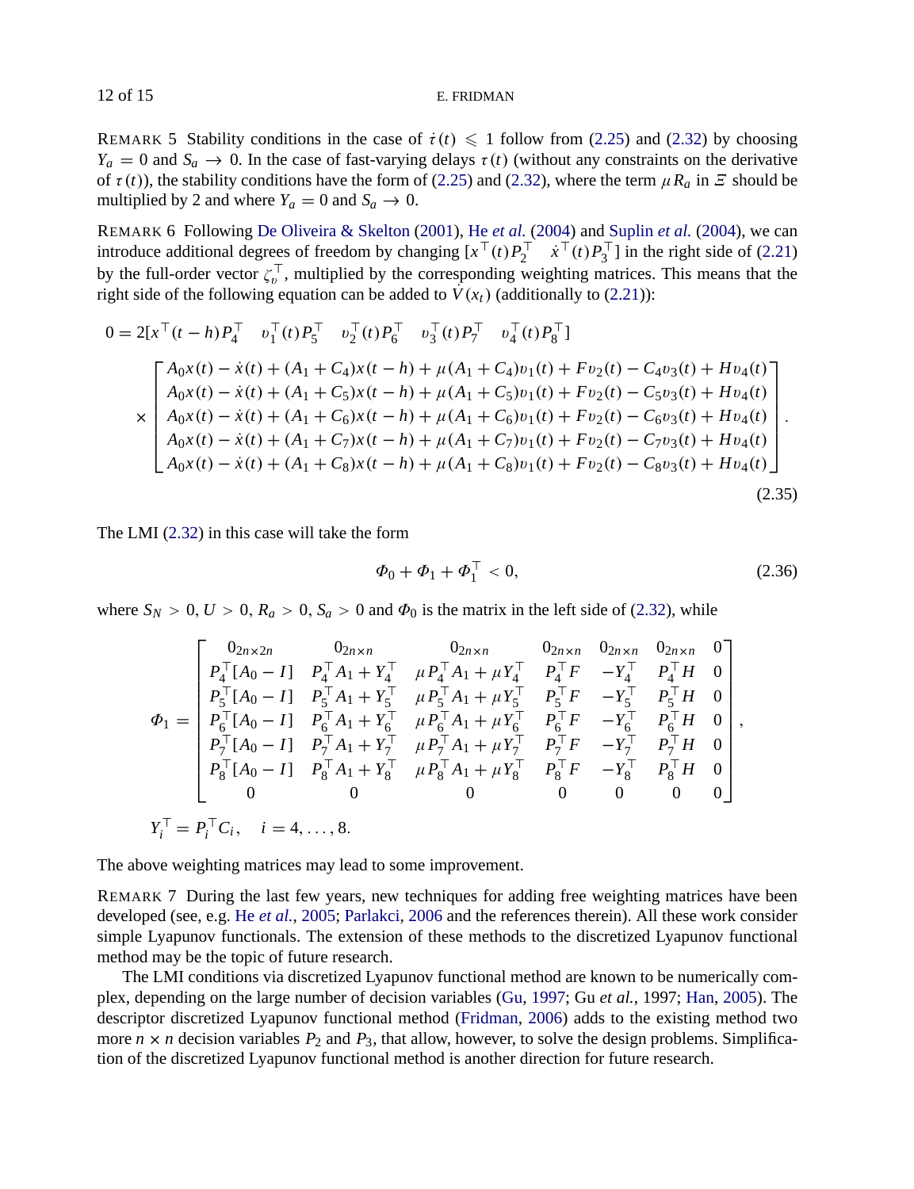REMARK 5 Stability conditions in the case of $\dot{\tau}(t) \leqslant 1$ follow from (2.25) and (2.32) by choosing $Y_a = 0$ and $S_a \to 0$. In the case of fast-varying delays $\tau(t)$ (without any constraints on the derivative of $\tau(t)$), the stability conditions have the form of (2.25) and (2.32), where the term $\mu R_a$ in $\Xi$ should be multiplied by 2 and where $Y_a = 0$ and $S_a \to 0$.

REMARK 6 Following De Oliveira & Skelton (2001), He *et al.* (2004) and Suplin *et al.* (2004), we can introduce additional degrees of freedom by changing $[x^\top(t)P_2^\top \quad \dot{x}^\top(t)P_3^\top]$ in the right side of (2.21) by the full-order vector $\zeta_v^\top$, multiplied by the corresponding weighting matrices. This means that the right side of the following equation can be added to $\dot{V}(x_t)$ (additionally to (2.21)):

$$
0 = 2[x^\top(t-h)P_4^\top \quad v_1^\top(t)P_5^\top \quad v_2^\top(t)P_6^\top \quad v_3^\top(t)P_7^\top \quad v_4^\top(t)P_8^\top]
$$

$$
\times \begin{bmatrix} A_0x(t) - \dot{x}(t) + (A_1 + C_4)x(t-h) + \mu(A_1 + C_4)v_1(t) + Fv_2(t) - C_4v_3(t) + Hv_4(t) \\ A_0x(t) - \dot{x}(t) + (A_1 + C_5)x(t-h) + \mu(A_1 + C_5)v_1(t) + Fv_2(t) - C_5v_3(t) + Hv_4(t) \\ A_0x(t) - \dot{x}(t) + (A_1 + C_6)x(t-h) + \mu(A_1 + C_6)v_1(t) + Fv_2(t) - C_6v_3(t) + Hv_4(t) \\ A_0x(t) - \dot{x}(t) + (A_1 + C_7)x(t-h) + \mu(A_1 + C_7)v_1(t) + Fv_2(t) - C_7v_3(t) + Hv_4(t) \\ A_0x(t) - \dot{x}(t) + (A_1 + C_8)x(t-h) + \mu(A_1 + C_8)v_1(t) + Fv_2(t) - C_8v_3(t) + Hv_4(t) \end{bmatrix}. \tag{2.35}
$$

The LMI (2.32) in this case will take the form

$$
\Phi_0 + \Phi_1 + \Phi_1^\top < 0, \tag{2.36}
$$

where $S_N > 0$, $U > 0$, $R_a > 0$, $S_a > 0$ and $\Phi_0$ is the matrix in the left side of (2.32), while

$$
\Phi_1 = \begin{bmatrix} 0_{2n\times 2n} & 0_{2n\times n} & 0_{2n\times n} & 0_{2n\times n} & 0_{2n\times n} & 0_{2n\times n} & 0 \\ P_4^\top[A_0 - I] & P_4^\top A_1 + Y_4^\top & \mu P_4^\top A_1 + \mu Y_4^\top & P_4^\top F & -Y_4^\top & P_4^\top H & 0 \\ P_5^\top[A_0 - I] & P_5^\top A_1 + Y_5^\top & \mu P_5^\top A_1 + \mu Y_5^\top & P_5^\top F & -Y_5^\top & P_5^\top H & 0 \\ P_6^\top[A_0 - I] & P_6^\top A_1 + Y_6^\top & \mu P_6^\top A_1 + \mu Y_6^\top & P_6^\top F & -Y_6^\top & P_6^\top H & 0 \\ P_7^\top[A_0 - I] & P_7^\top A_1 + Y_7^\top & \mu P_7^\top A_1 + \mu Y_7^\top & P_7^\top F & -Y_7^\top & P_7^\top H & 0 \\ P_8^\top[A_0 - I] & P_8^\top A_1 + Y_8^\top & \mu P_8^\top A_1 + \mu Y_8^\top & P_8^\top F & -Y_8^\top & P_8^\top H & 0 \\ 0 & 0 & 0 & 0 & 0 & 0 & 0 \end{bmatrix},
$$

$$
Y_i^\top = P_i^\top C_i, \quad i = 4, \ldots, 8.
$$

The above weighting matrices may lead to some improvement.

REMARK 7 During the last few years, new techniques for adding free weighting matrices have been developed (see, e.g. He *et al.*, 2005; Parlakci, 2006 and the references therein). All these work consider simple Lyapunov functionals. The extension of these methods to the discretized Lyapunov functional method may be the topic of future research.

The LMI conditions via discretized Lyapunov functional method are known to be numerically complex, depending on the large number of decision variables (Gu, 1997; Gu *et al.*, 1997; Han, 2005). The descriptor discretized Lyapunov functional method (Fridman, 2006) adds to the existing method two more $n \times n$ decision variables $P_2$ and $P_3$, that allow, however, to solve the design problems. Simplification of the discretized Lyapunov functional method is another direction for future research.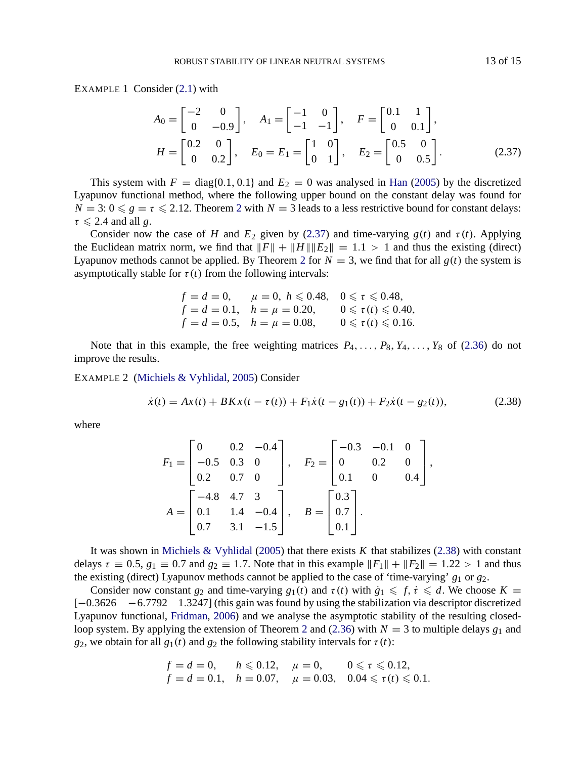EXAMPLE 1 Consider (2.1) with

$$
A_0 = \begin{bmatrix} -2 & 0 \\ 0 & -0.9 \end{bmatrix}, \quad A_1 = \begin{bmatrix} -1 & 0 \\ -1 & -1 \end{bmatrix}, \quad F = \begin{bmatrix} 0.1 & 1 \\ 0 & 0.1 \end{bmatrix},
$$

$$
H = \begin{bmatrix} 0.2 & 0 \\ 0 & 0.2 \end{bmatrix}, \quad E_0 = E_1 = \begin{bmatrix} 1 & 0 \\ 0 & 1 \end{bmatrix}, \quad E_2 = \begin{bmatrix} 0.5 & 0 \\ 0 & 0.5 \end{bmatrix}. \tag{2.37}
$$

This system with $F = \text{diag}\{0.1, 0.1\}$ and $E_2 = 0$ was analysed in Han (2005) by the discretized Lyapunov functional method, where the following upper bound on the constant delay was found for $N = 3$: $0 \leqslant g = \tau \leqslant 2.12$. Theorem 2 with $N = 3$ leads to a less restrictive bound for constant delays: $\tau \leqslant 2.4$ and all $g$.

Consider now the case of $H$ and $E_2$ given by (2.37) and time-varying $g(t)$ and $\tau(t)$. Applying the Euclidean matrix norm, we find that $\|F\| + \|H\|\|E_2\| = 1.1 > 1$ and thus the existing (direct) Lyapunov methods cannot be applied. By Theorem 2 for $N = 3$, we find that for all $g(t)$ the system is asymptotically stable for $\tau(t)$ from the following intervals:

$$
\begin{aligned}
&f = d = 0, && \mu = 0,\ h \leqslant 0.48, && 0 \leqslant \tau \leqslant 0.48,\\
&f = d = 0.1, && h = \mu = 0.20, && 0 \leqslant \tau(t) \leqslant 0.40,\\
&f = d = 0.5, && h = \mu = 0.08, && 0 \leqslant \tau(t) \leqslant 0.16.
\end{aligned}
$$

Note that in this example, the free weighting matrices $P_4, \ldots, P_8, Y_4, \ldots, Y_8$ of (2.36) do not improve the results.

EXAMPLE 2 (Michiels & Vyhlidal, 2005) Consider

$$
\dot{x}(t) = Ax(t) + BKx(t - \tau(t)) + F_1\dot{x}(t - g_1(t)) + F_2\dot{x}(t - g_2(t)), \tag{2.38}
$$

where

$$
F_1 = \begin{bmatrix} 0 & 0.2 & -0.4 \\ -0.5 & 0.3 & 0 \\ 0.2 & 0.7 & 0 \end{bmatrix}, \quad F_2 = \begin{bmatrix} -0.3 & -0.1 & 0 \\ 0 & 0.2 & 0 \\ 0.1 & 0 & 0.4 \end{bmatrix},
$$

$$
A = \begin{bmatrix} -4.8 & 4.7 & 3 \\ 0.1 & 1.4 & -0.4 \\ 0.7 & 3.1 & -1.5 \end{bmatrix}, \quad B = \begin{bmatrix} 0.3 \\ 0.7 \\ 0.1 \end{bmatrix}.
$$

It was shown in Michiels & Vyhlidal (2005) that there exists $K$ that stabilizes (2.38) with constant delays $\tau \equiv 0.5$, $g_1 \equiv 0.7$ and $g_2 \equiv 1.7$. Note that in this example $\|F_1\| + \|F_2\| = 1.22 > 1$ and thus the existing (direct) Lyapunov methods cannot be applied to the case of 'time-varying' $g_1$ or $g_2$.

Consider now constant $g_2$ and time-varying $g_1(t)$ and $\tau(t)$ with $\dot{g}_1 \leqslant f, \dot{\tau} \leqslant d$. We choose $K = [-0.3626 \quad -6.7792 \quad 1.3247]$ (this gain was found by using the stabilization via descriptor discretized Lyapunov functional, Fridman, 2006) and we analyse the asymptotic stability of the resulting closed-loop system. By applying the extension of Theorem 2 and (2.36) with $N = 3$ to multiple delays $g_1$ and $g_2$, we obtain for all $g_1(t)$ and $g_2$ the following stability intervals for $\tau(t)$:

$$
\begin{aligned}
&f = d = 0, && h \leqslant 0.12, && \mu = 0, && 0 \leqslant \tau \leqslant 0.12,\\
&f = d = 0.1, && h = 0.07, && \mu = 0.03, && 0.04 \leqslant \tau(t) \leqslant 0.1.
\end{aligned}
$$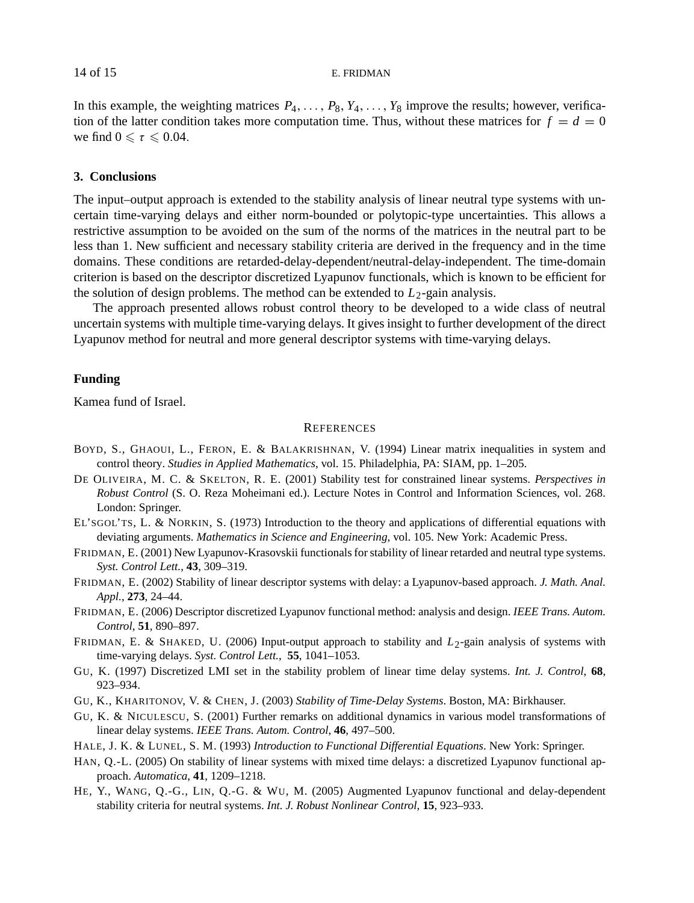In this example, the weighting matrices $P_4, \ldots, P_8, Y_4, \ldots, Y_8$ improve the results; however, verification of the latter condition takes more computation time. Thus, without these matrices for $f = d = 0$ we find $0 \leqslant \tau \leqslant 0.04$.

## 3. Conclusions

The input–output approach is extended to the stability analysis of linear neutral type systems with uncertain time-varying delays and either norm-bounded or polytopic-type uncertainties. This allows a restrictive assumption to be avoided on the sum of the norms of the matrices in the neutral part to be less than 1. New sufficient and necessary stability criteria are derived in the frequency and in the time domains. These conditions are retarded-delay-dependent/neutral-delay-independent. The time-domain criterion is based on the descriptor discretized Lyapunov functionals, which is known to be efficient for the solution of design problems. The method can be extended to $L_2$-gain analysis.

The approach presented allows robust control theory to be developed to a wide class of neutral uncertain systems with multiple time-varying delays. It gives insight to further development of the direct Lyapunov method for neutral and more general descriptor systems with time-varying delays.

## Funding

Kamea fund of Israel.

## References

BOYD, S., GHAOUI, L., FERON, E. & BALAKRISHNAN, V. (1994) Linear matrix inequalities in system and control theory. *Studies in Applied Mathematics*, vol. 15. Philadelphia, PA: SIAM, pp. 1–205.

DE OLIVEIRA, M. C. & SKELTON, R. E. (2001) Stability test for constrained linear systems. *Perspectives in Robust Control* (S. O. Reza Moheimani ed.). Lecture Notes in Control and Information Sciences, vol. 268. London: Springer.

EL'SGOL'TS, L. & NORKIN, S. (1973) Introduction to the theory and applications of differential equations with deviating arguments. *Mathematics in Science and Engineering*, vol. 105. New York: Academic Press.

FRIDMAN, E. (2001) New Lyapunov-Krasovskii functionals for stability of linear retarded and neutral type systems. *Syst. Control Lett.*, **43**, 309–319.

FRIDMAN, E. (2002) Stability of linear descriptor systems with delay: a Lyapunov-based approach. *J. Math. Anal. Appl.*, **273**, 24–44.

FRIDMAN, E. (2006) Descriptor discretized Lyapunov functional method: analysis and design. *IEEE Trans. Autom. Control*, **51**, 890–897.

FRIDMAN, E. & SHAKED, U. (2006) Input-output approach to stability and $L_2$-gain analysis of systems with time-varying delays. *Syst. Control Lett.*, **55**, 1041–1053.

GU, K. (1997) Discretized LMI set in the stability problem of linear time delay systems. *Int. J. Control*, **68**, 923–934.

GU, K., KHARITONOV, V. & CHEN, J. (2003) *Stability of Time-Delay Systems*. Boston, MA: Birkhauser.

GU, K. & NICULESCU, S. (2001) Further remarks on additional dynamics in various model transformations of linear delay systems. *IEEE Trans. Autom. Control*, **46**, 497–500.

HALE, J. K. & LUNEL, S. M. (1993) *Introduction to Functional Differential Equations*. New York: Springer.

HAN, Q.-L. (2005) On stability of linear systems with mixed time delays: a discretized Lyapunov functional approach. *Automatica*, **41**, 1209–1218.

HE, Y., WANG, Q.-G., LIN, Q.-G. & WU, M. (2005) Augmented Lyapunov functional and delay-dependent stability criteria for neutral systems. *Int. J. Robust Nonlinear Control*, **15**, 923–933.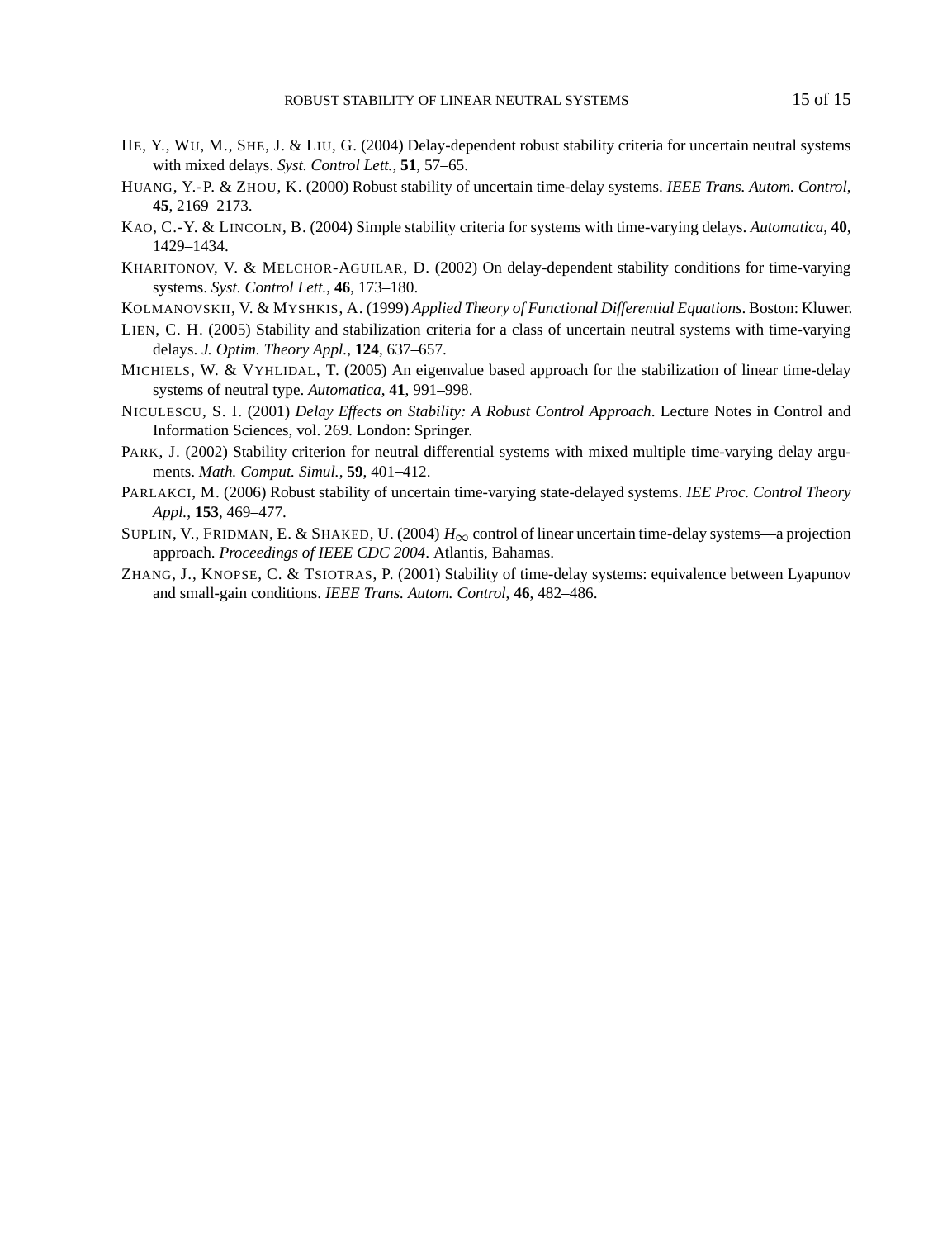HE, Y., WU, M., SHE, J. & LIU, G. (2004) Delay-dependent robust stability criteria for uncertain neutral systems with mixed delays. *Syst. Control Lett.*, **51**, 57–65.

HUANG, Y.-P. & ZHOU, K. (2000) Robust stability of uncertain time-delay systems. *IEEE Trans. Autom. Control*, **45**, 2169–2173.

KAO, C.-Y. & LINCOLN, B. (2004) Simple stability criteria for systems with time-varying delays. *Automatica*, **40**, 1429–1434.

KHARITONOV, V. & MELCHOR-AGUILAR, D. (2002) On delay-dependent stability conditions for time-varying systems. *Syst. Control Lett.*, **46**, 173–180.

KOLMANOVSKII, V. & MYSHKIS, A. (1999) *Applied Theory of Functional Differential Equations*. Boston: Kluwer.

LIEN, C. H. (2005) Stability and stabilization criteria for a class of uncertain neutral systems with time-varying delays. *J. Optim. Theory Appl.*, **124**, 637–657.

MICHIELS, W. & VYHLIDAL, T. (2005) An eigenvalue based approach for the stabilization of linear time-delay systems of neutral type. *Automatica*, **41**, 991–998.

NICULESCU, S. I. (2001) *Delay Effects on Stability: A Robust Control Approach*. Lecture Notes in Control and Information Sciences, vol. 269. London: Springer.

PARK, J. (2002) Stability criterion for neutral differential systems with mixed multiple time-varying delay arguments. *Math. Comput. Simul.*, **59**, 401–412.

PARLAKCI, M. (2006) Robust stability of uncertain time-varying state-delayed systems. *IEE Proc. Control Theory Appl.*, **153**, 469–477.

SUPLIN, V., FRIDMAN, E. & SHAKED, U. (2004) $H_\infty$ control of linear uncertain time-delay systems—a projection approach. *Proceedings of IEEE CDC 2004*. Atlantis, Bahamas.

ZHANG, J., KNOPSE, C. & TSIOTRAS, P. (2001) Stability of time-delay systems: equivalence between Lyapunov and small-gain conditions. *IEEE Trans. Autom. Control*, **46**, 482–486.